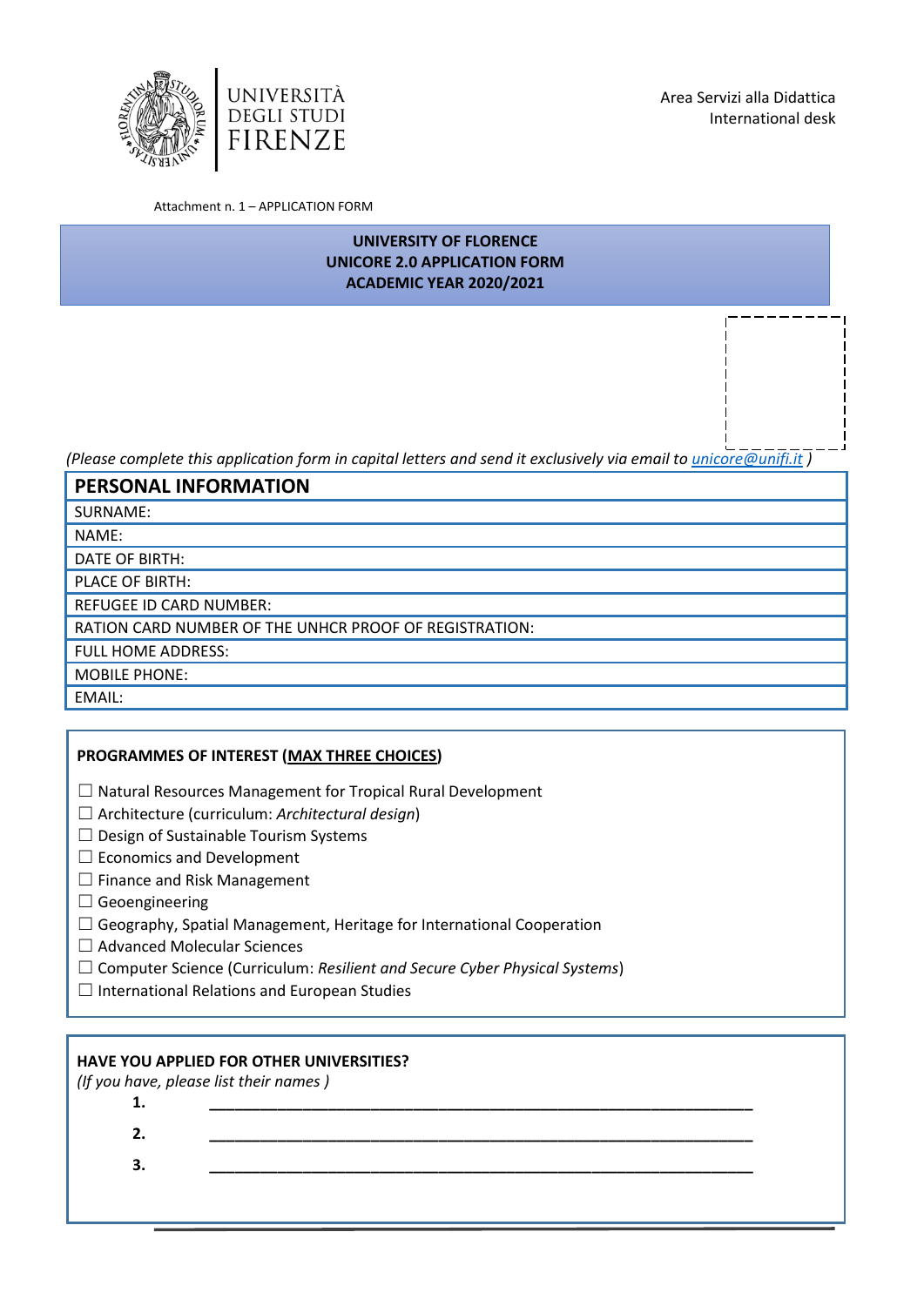UNIVERSITÀ DEGLI STUDI FIRENZE

Area Servizi alla Didattica
International desk

Attachment n. 1 – APPLICATION FORM

**UNIVERSITY OF FLORENCE**
**UNICORE 2.0 APPLICATION FORM**
**ACADEMIC YEAR 2020/2021**

*(Please complete this application form in capital letters and send it exclusively via email to unicore@unifi.it )*

| PERSONAL INFORMATION |
|---|
| SURNAME: |
| NAME: |
| DATE OF BIRTH: |
| PLACE OF BIRTH: |
| REFUGEE ID CARD NUMBER: |
| RATION CARD NUMBER OF THE UNHCR PROOF OF REGISTRATION: |
| FULL HOME ADDRESS: |
| MOBILE PHONE: |
| EMAIL: |

**PROGRAMMES OF INTEREST (MAX THREE CHOICES)**

- ☐ Natural Resources Management for Tropical Rural Development
- ☐ Architecture (curriculum: *Architectural design*)
- ☐ Design of Sustainable Tourism Systems
- ☐ Economics and Development
- ☐ Finance and Risk Management
- ☐ Geoengineering
- ☐ Geography, Spatial Management, Heritage for International Cooperation
- ☐ Advanced Molecular Sciences
- ☐ Computer Science (Curriculum: *Resilient and Secure Cyber Physical Systems*)
- ☐ International Relations and European Studies

**HAVE YOU APPLIED FOR OTHER UNIVERSITIES?**
*(If you have, please list their names )*

1. ____________________________________________
2. ____________________________________________
3. ____________________________________________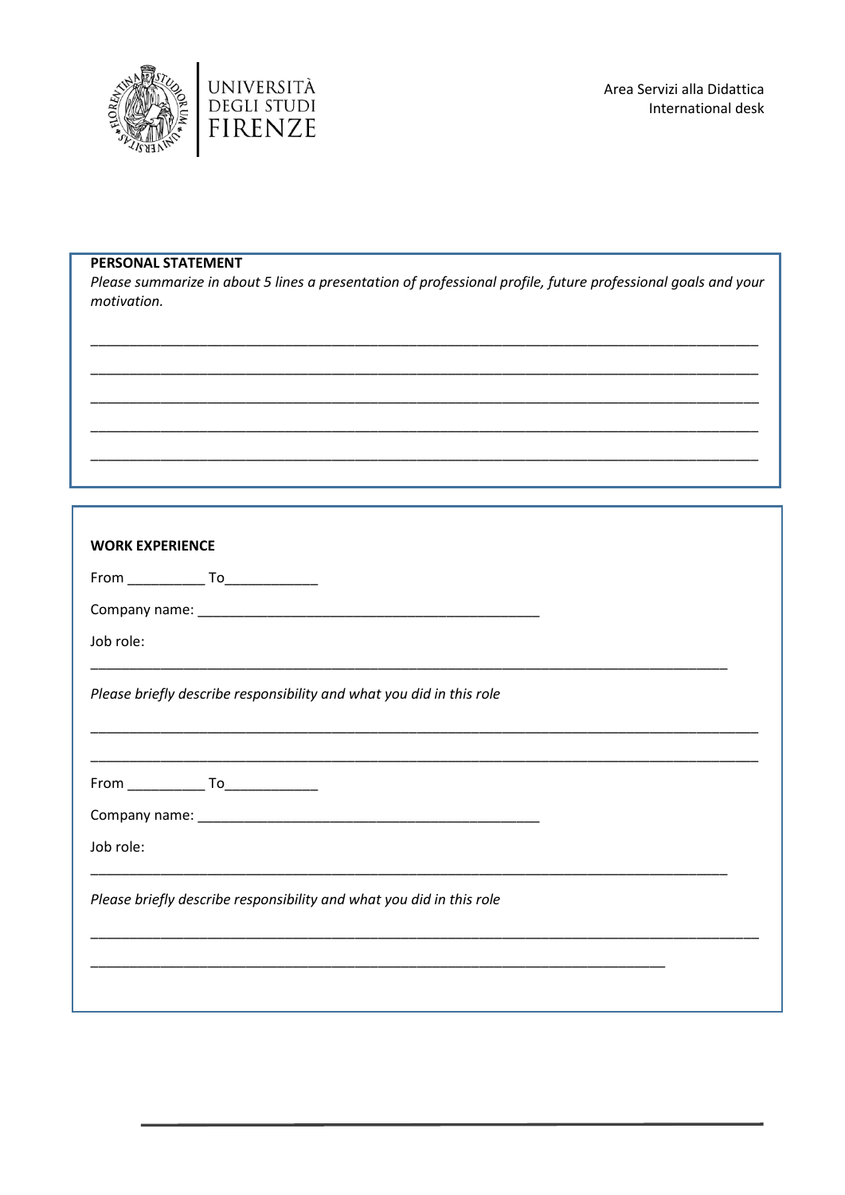Area Servizi alla Didattica
International desk

**PERSONAL STATEMENT**

*Please summarize in about 5 lines a presentation of professional profile, future professional goals and your motivation.*

_______________________________________________________________________________

_______________________________________________________________________________

_______________________________________________________________________________

_______________________________________________________________________________

_______________________________________________________________________________

**WORK EXPERIENCE**

From __________ To____________

Company name: ____________________________________________

Job role:

_______________________________________________________________________________

*Please briefly describe responsibility and what you did in this role*

_______________________________________________________________________________

_______________________________________________________________________________

From __________ To____________

Company name: ____________________________________________

Job role:

_______________________________________________________________________________

*Please briefly describe responsibility and what you did in this role*

_______________________________________________________________________________

_______________________________________________________________________________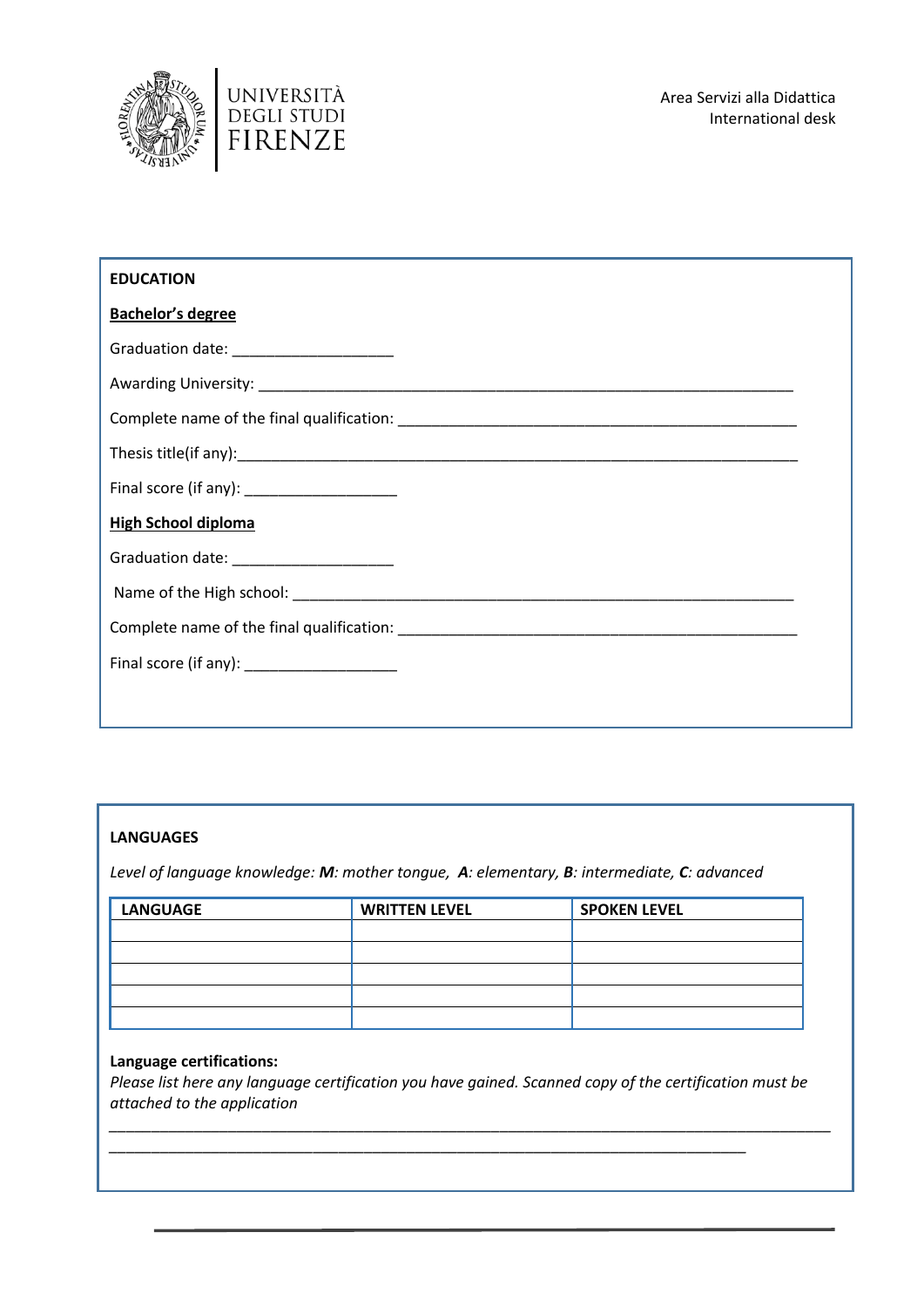UNIVERSITÀ DEGLI STUDI FIRENZE

Area Servizi alla Didattica
International desk

**EDUCATION**

**Bachelor's degree**

Graduation date: ___________________

Awarding University: ________________________________________________________________

Complete name of the final qualification: __________________________________________________

Thesis title(if any):__________________________________________________________________

Final score (if any): __________________

**High School diploma**

Graduation date: ___________________

Name of the High school: _____________________________________________________________

Complete name of the final qualification: __________________________________________________

Final score (if any): __________________

**LANGUAGES**

*Level of language knowledge:* ***M****: mother tongue,* ***A****: elementary,* ***B****: intermediate,* ***C****: advanced*

| LANGUAGE | WRITTEN LEVEL | SPOKEN LEVEL |
|---|---|---|
| | | |
| | | |
| | | |
| | | |
| | | |

**Language certifications:**

*Please list here any language certification you have gained. Scanned copy of the certification must be attached to the application*

____________________________________________________________________________________________

_______________________________________________________________________________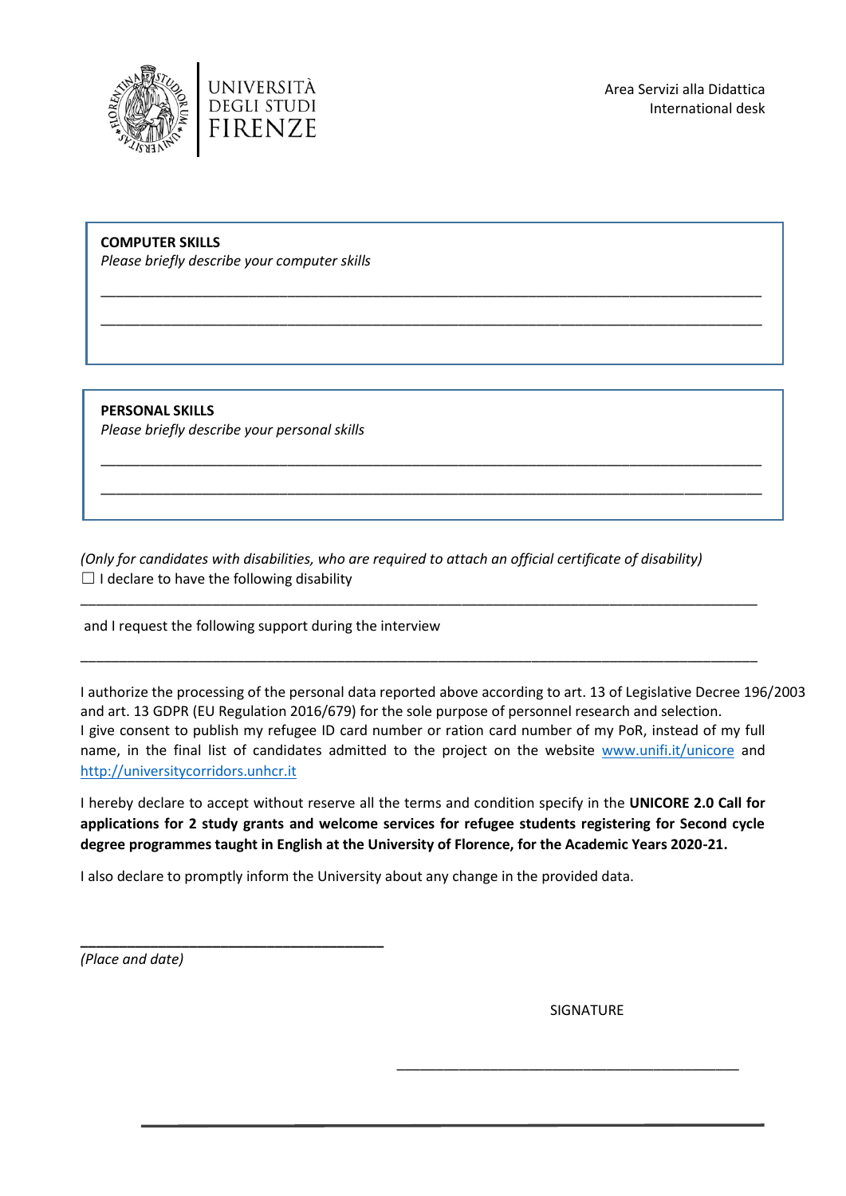Area Servizi alla Didattica
International desk

**COMPUTER SKILLS**
*Please briefly describe your computer skills*

___________________________________________________________________________

___________________________________________________________________________

**PERSONAL SKILLS**
*Please briefly describe your personal skills*

___________________________________________________________________________

___________________________________________________________________________

*(Only for candidates with disabilities, who are required to attach an official certificate of disability)*
☐ I declare to have the following disability

___________________________________________________________________________

and I request the following support during the interview

___________________________________________________________________________

I authorize the processing of the personal data reported above according to art. 13 of Legislative Decree 196/2003 and art. 13 GDPR (EU Regulation 2016/679) for the sole purpose of personnel research and selection.
I give consent to publish my refugee ID card number or ration card number of my PoR, instead of my full name, in the final list of candidates admitted to the project on the website www.unifi.it/unicore and http://universitycorridors.unhcr.it

I hereby declare to accept without reserve all the terms and condition specify in the **UNICORE 2.0 Call for applications for 2 study grants and welcome services for refugee students registering for Second cycle degree programmes taught in English at the University of Florence, for the Academic Years 2020-21.**

I also declare to promptly inform the University about any change in the provided data.

______________________________

*(Place and date)*

SIGNATURE

______________________________